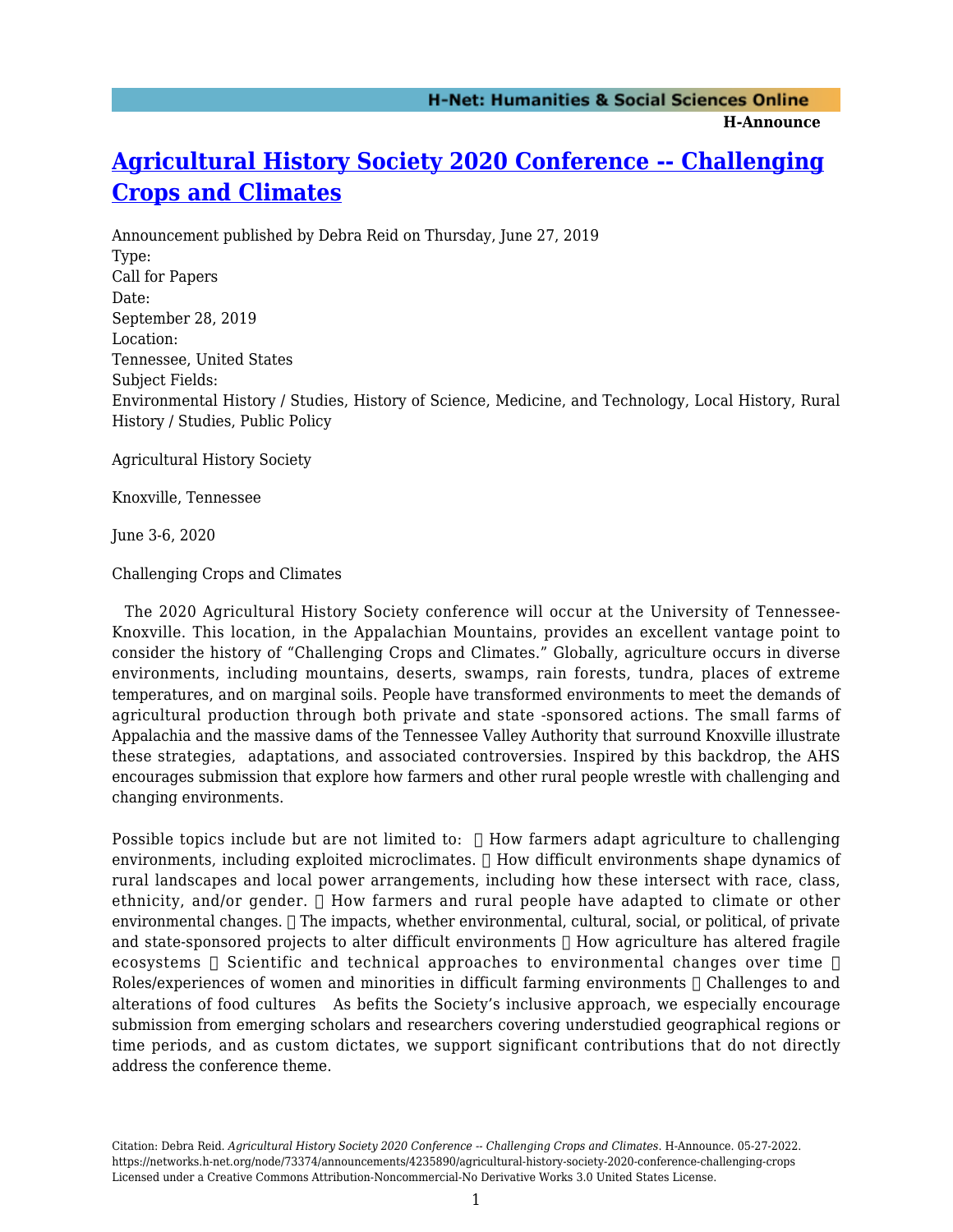# [Agricultural History Society 2020 Conference -- Challenging Crops and Climates](https://networks.h-net.org/node/73374/announcements/4235890/agricultural-history-society-2020-conference-challenging-crops)

Announcement published by Debra Reid on Thursday, June 27, 2019

Type:
Call for Papers

Date:
September 28, 2019

Location:
Tennessee, United States

Subject Fields:
Environmental History / Studies, History of Science, Medicine, and Technology, Local History, Rural History / Studies, Public Policy

Agricultural History Society

Knoxville, Tennessee

June 3-6, 2020

Challenging Crops and Climates

The 2020 Agricultural History Society conference will occur at the University of Tennessee-Knoxville. This location, in the Appalachian Mountains, provides an excellent vantage point to consider the history of "Challenging Crops and Climates." Globally, agriculture occurs in diverse environments, including mountains, deserts, swamps, rain forests, tundra, places of extreme temperatures, and on marginal soils. People have transformed environments to meet the demands of agricultural production through both private and state -sponsored actions. The small farms of Appalachia and the massive dams of the Tennessee Valley Authority that surround Knoxville illustrate these strategies, adaptations, and associated controversies. Inspired by this backdrop, the AHS encourages submission that explore how farmers and other rural people wrestle with challenging and changing environments.

Possible topics include but are not limited to:  How farmers adapt agriculture to challenging environments, including exploited microclimates.  How difficult environments shape dynamics of rural landscapes and local power arrangements, including how these intersect with race, class, ethnicity, and/or gender.  How farmers and rural people have adapted to climate or other environmental changes.  The impacts, whether environmental, cultural, social, or political, of private and state-sponsored projects to alter difficult environments  How agriculture has altered fragile ecosystems  Scientific and technical approaches to environmental changes over time  Roles/experiences of women and minorities in difficult farming environments  Challenges to and alterations of food cultures As befits the Society's inclusive approach, we especially encourage submission from emerging scholars and researchers covering understudied geographical regions or time periods, and as custom dictates, we support significant contributions that do not directly address the conference theme.

Citation: Debra Reid. *Agricultural History Society 2020 Conference -- Challenging Crops and Climates*. H-Announce. 05-27-2022. https://networks.h-net.org/node/73374/announcements/4235890/agricultural-history-society-2020-conference-challenging-crops
Licensed under a Creative Commons Attribution-Noncommercial-No Derivative Works 3.0 United States License.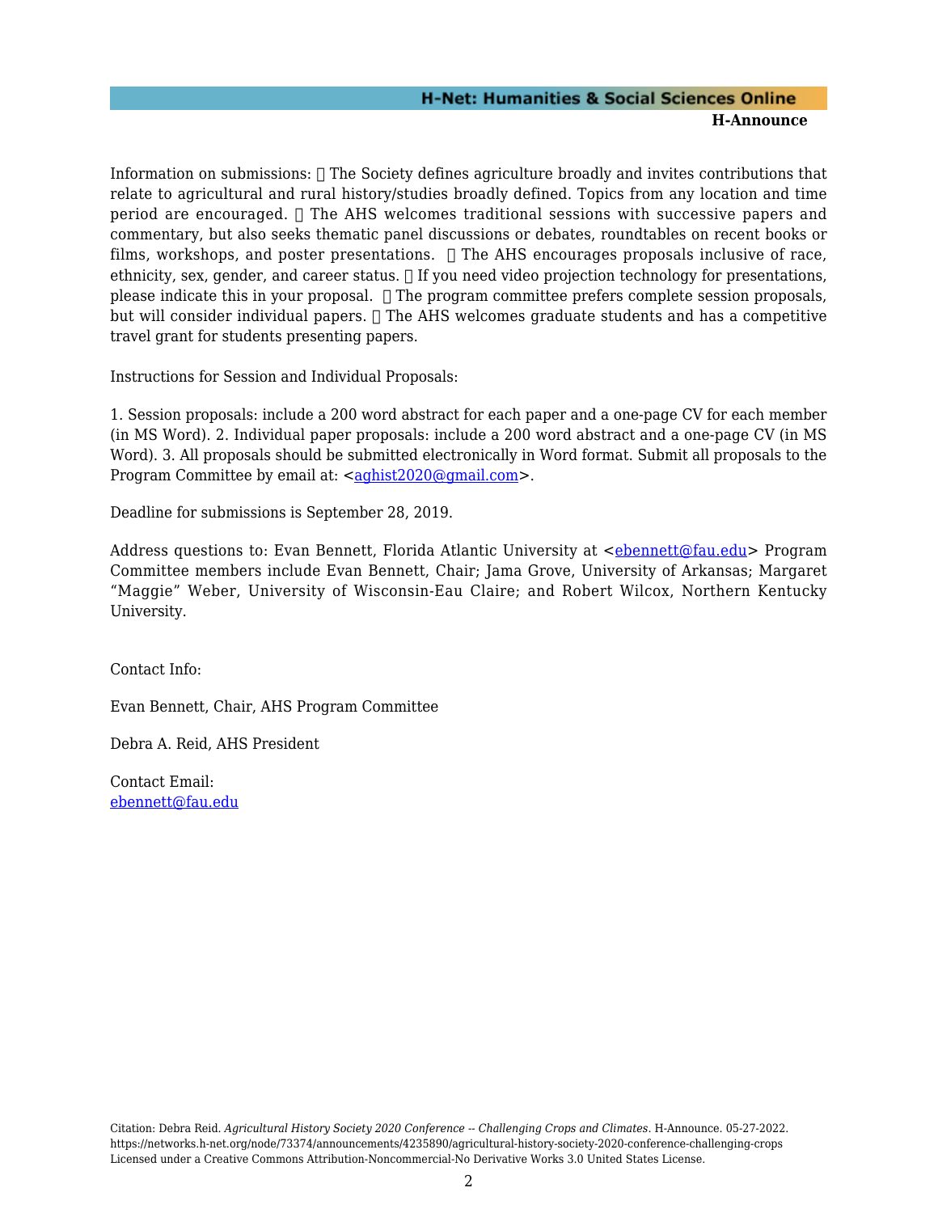Information on submissions:  The Society defines agriculture broadly and invites contributions that relate to agricultural and rural history/studies broadly defined. Topics from any location and time period are encouraged.  The AHS welcomes traditional sessions with successive papers and commentary, but also seeks thematic panel discussions or debates, roundtables on recent books or films, workshops, and poster presentations.  The AHS encourages proposals inclusive of race, ethnicity, sex, gender, and career status.  If you need video projection technology for presentations, please indicate this in your proposal.  The program committee prefers complete session proposals, but will consider individual papers.  The AHS welcomes graduate students and has a competitive travel grant for students presenting papers.

Instructions for Session and Individual Proposals:

1. Session proposals: include a 200 word abstract for each paper and a one-page CV for each member (in MS Word). 2. Individual paper proposals: include a 200 word abstract and a one-page CV (in MS Word). 3. All proposals should be submitted electronically in Word format. Submit all proposals to the Program Committee by email at: <aghist2020@gmail.com>.

Deadline for submissions is September 28, 2019.

Address questions to: Evan Bennett, Florida Atlantic University at <ebennett@fau.edu> Program Committee members include Evan Bennett, Chair; Jama Grove, University of Arkansas; Margaret “Maggie” Weber, University of Wisconsin-Eau Claire; and Robert Wilcox, Northern Kentucky University.

Contact Info:

Evan Bennett, Chair, AHS Program Committee

Debra A. Reid, AHS President

Contact Email:
ebennett@fau.edu

Citation: Debra Reid. *Agricultural History Society 2020 Conference -- Challenging Crops and Climates*. H-Announce. 05-27-2022.
https://networks.h-net.org/node/73374/announcements/4235890/agricultural-history-society-2020-conference-challenging-crops
Licensed under a Creative Commons Attribution-Noncommercial-No Derivative Works 3.0 United States License.